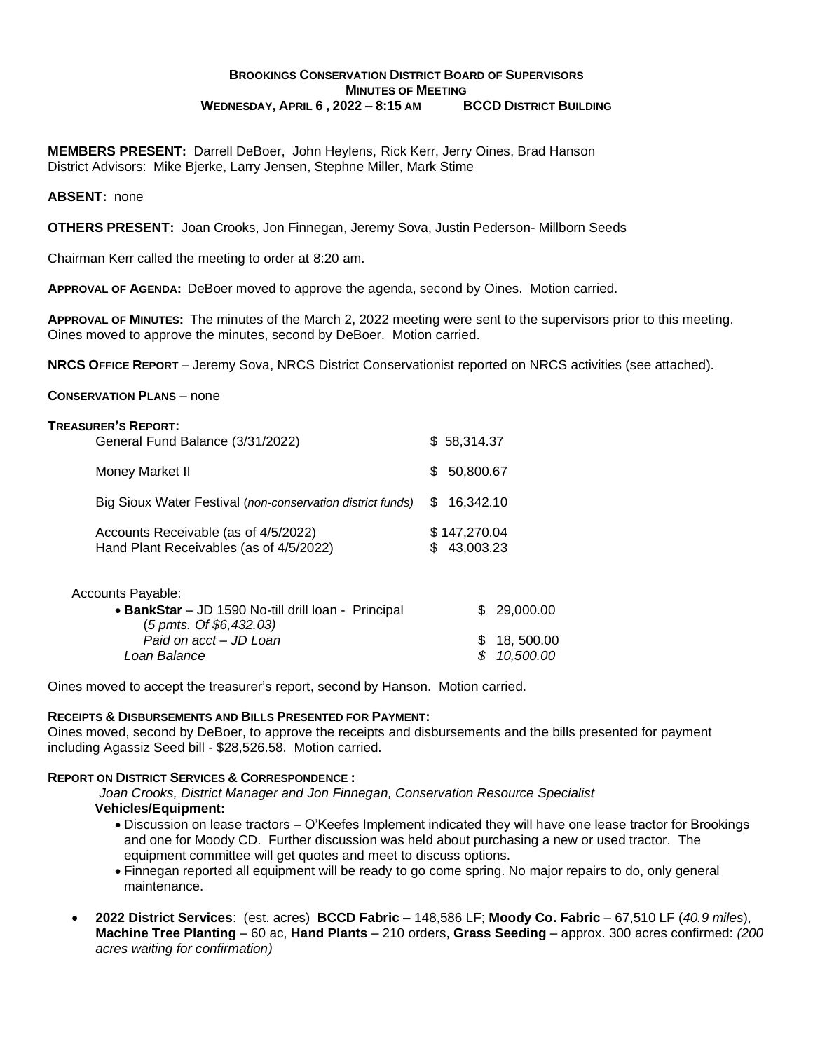# Brookings Conservation District Board of Supervisors
## Minutes of Meeting
**Wednesday, April 6 , 2022 – 8:15 am          BCCD District Building**

**MEMBERS PRESENT:** Darrell DeBoer, John Heylens, Rick Kerr, Jerry Oines, Brad Hanson
District Advisors: Mike Bjerke, Larry Jensen, Stephne Miller, Mark Stime

**ABSENT:** none

**OTHERS PRESENT:** Joan Crooks, Jon Finnegan, Jeremy Sova, Justin Pederson- Millborn Seeds

Chairman Kerr called the meeting to order at 8:20 am.

**APPROVAL OF AGENDA:** DeBoer moved to approve the agenda, second by Oines. Motion carried.

**APPROVAL OF MINUTES:** The minutes of the March 2, 2022 meeting were sent to the supervisors prior to this meeting. Oines moved to approve the minutes, second by DeBoer. Motion carried.

**NRCS OFFICE REPORT** – Jeremy Sova, NRCS District Conservationist reported on NRCS activities (see attached).

**CONSERVATION PLANS** – none

**TREASURER'S REPORT:**

| | |
|---|---|
| General Fund Balance (3/31/2022) | $ 58,314.37 |
| Money Market II | $ 50,800.67 |
| Big Sioux Water Festival (*non-conservation district funds*) | $ 16,342.10 |
| Accounts Receivable (as of 4/5/2022) | $ 147,270.04 |
| Hand Plant Receivables (as of 4/5/2022) | $ 43,003.23 |

Accounts Payable:

| | |
|---|---|
| • **BankStar** – JD 1590 No-till drill loan - Principal (*5 pmts. Of $6,432.03)* | $ 29,000.00 |
| *Paid on acct – JD Loan* | $ 18, 500.00 |
| *Loan Balance* | *$ 10,500.00* |

Oines moved to accept the treasurer's report, second by Hanson. Motion carried.

**RECEIPTS & DISBURSEMENTS AND BILLS PRESENTED FOR PAYMENT:**
Oines moved, second by DeBoer, to approve the receipts and disbursements and the bills presented for payment including Agassiz Seed bill - $28,526.58. Motion carried.

**REPORT ON DISTRICT SERVICES & CORRESPONDENCE :**

*Joan Crooks, District Manager and Jon Finnegan, Conservation Resource Specialist*

**Vehicles/Equipment:**

- Discussion on lease tractors – O'Keefes Implement indicated they will have one lease tractor for Brookings and one for Moody CD. Further discussion was held about purchasing a new or used tractor. The equipment committee will get quotes and meet to discuss options.
- Finnegan reported all equipment will be ready to go come spring. No major repairs to do, only general maintenance.

- **2022 District Services**: (est. acres) **BCCD Fabric –** 148,586 LF; **Moody Co. Fabric** – 67,510 LF (*40.9 miles*), **Machine Tree Planting** – 60 ac, **Hand Plants** – 210 orders, **Grass Seeding** – approx. 300 acres confirmed: *(200 acres waiting for confirmation)*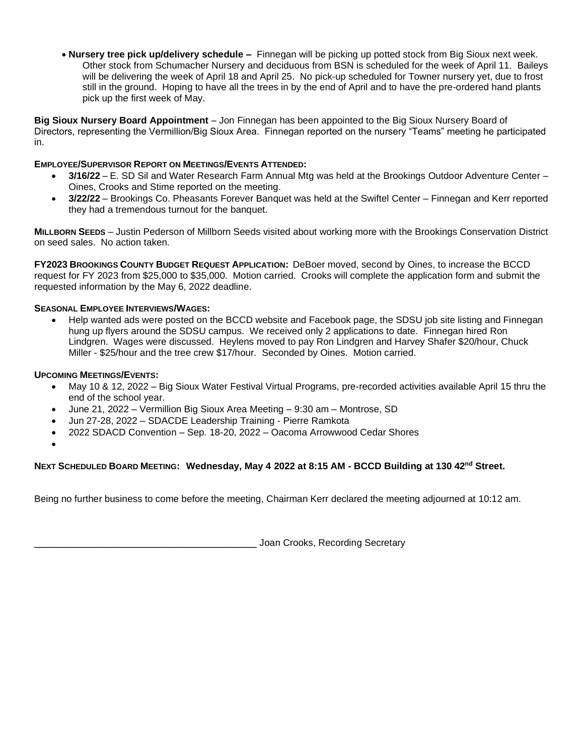- **Nursery tree pick up/delivery schedule –** Finnegan will be picking up potted stock from Big Sioux next week. Other stock from Schumacher Nursery and deciduous from BSN is scheduled for the week of April 11. Baileys will be delivering the week of April 18 and April 25. No pick-up scheduled for Towner nursery yet, due to frost still in the ground. Hoping to have all the trees in by the end of April and to have the pre-ordered hand plants pick up the first week of May.

**Big Sioux Nursery Board Appointment** – Jon Finnegan has been appointed to the Big Sioux Nursery Board of Directors, representing the Vermillion/Big Sioux Area. Finnegan reported on the nursery "Teams" meeting he participated in.

**EMPLOYEE/SUPERVISOR REPORT ON MEETINGS/EVENTS ATTENDED:**

- **3/16/22** – E. SD Sil and Water Research Farm Annual Mtg was held at the Brookings Outdoor Adventure Center – Oines, Crooks and Stime reported on the meeting.
- **3/22/22** – Brookings Co. Pheasants Forever Banquet was held at the Swiftel Center – Finnegan and Kerr reported they had a tremendous turnout for the banquet.

**MILLBORN SEEDS** – Justin Pederson of Millborn Seeds visited about working more with the Brookings Conservation District on seed sales. No action taken.

**FY2023 BROOKINGS COUNTY BUDGET REQUEST APPLICATION:** DeBoer moved, second by Oines, to increase the BCCD request for FY 2023 from $25,000 to $35,000. Motion carried. Crooks will complete the application form and submit the requested information by the May 6, 2022 deadline.

**SEASONAL EMPLOYEE INTERVIEWS/WAGES:**

- Help wanted ads were posted on the BCCD website and Facebook page, the SDSU job site listing and Finnegan hung up flyers around the SDSU campus. We received only 2 applications to date. Finnegan hired Ron Lindgren. Wages were discussed. Heylens moved to pay Ron Lindgren and Harvey Shafer $20/hour, Chuck Miller - $25/hour and the tree crew $17/hour. Seconded by Oines. Motion carried.

**UPCOMING MEETINGS/EVENTS:**

- May 10 & 12, 2022 – Big Sioux Water Festival Virtual Programs, pre-recorded activities available April 15 thru the end of the school year.
- June 21, 2022 – Vermillion Big Sioux Area Meeting – 9:30 am – Montrose, SD
- Jun 27-28, 2022 – SDACDE Leadership Training - Pierre Ramkota
- 2022 SDACD Convention – Sep. 18-20, 2022 – Oacoma Arrowwood Cedar Shores
-

**NEXT SCHEDULED BOARD MEETING: Wednesday, May 4 2022 at 8:15 AM - BCCD Building at 130 42nd Street.**

Being no further business to come before the meeting, Chairman Kerr declared the meeting adjourned at 10:12 am.

_________________________________________ Joan Crooks, Recording Secretary